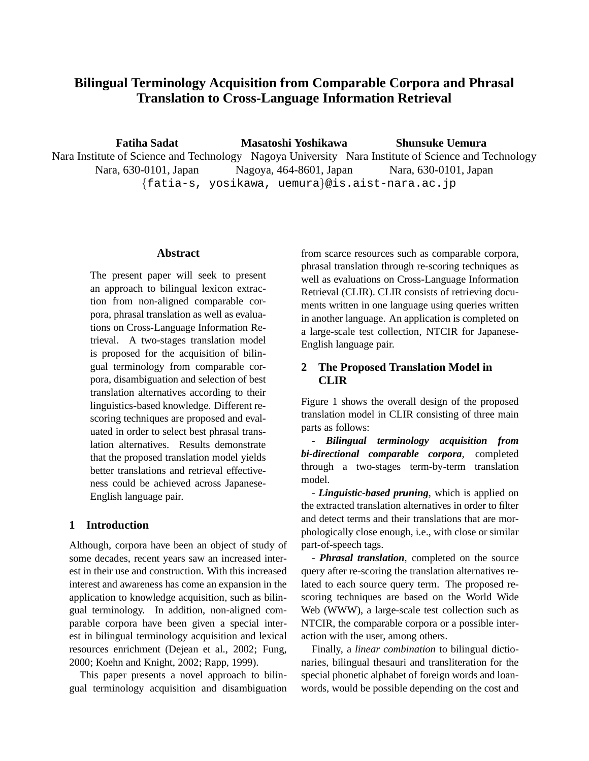# Bilingual Terminology Acquisition from Comparable Corpora and Phrasal Translation to Cross-Language Information Retrieval

**Fatiha Sadat**
Nara Institute of Science and Technology
Nara, 630-0101, Japan

**Masatoshi Yoshikawa**
Nagoya University
Nagoya, 464-8601, Japan

**Shunsuke Uemura**
Nara Institute of Science and Technology
Nara, 630-0101, Japan

{fatia-s, yosikawa, uemura}@is.aist-nara.ac.jp

### Abstract

The present paper will seek to present an approach to bilingual lexicon extraction from non-aligned comparable corpora, phrasal translation as well as evaluations on Cross-Language Information Retrieval. A two-stages translation model is proposed for the acquisition of bilingual terminology from comparable corpora, disambiguation and selection of best translation alternatives according to their linguistics-based knowledge. Different rescoring techniques are proposed and evaluated in order to select best phrasal translation alternatives. Results demonstrate that the proposed translation model yields better translations and retrieval effectiveness could be achieved across Japanese-English language pair.

## 1 Introduction

Although, corpora have been an object of study of some decades, recent years saw an increased interest in their use and construction. With this increased interest and awareness has come an expansion in the application to knowledge acquisition, such as bilingual terminology. In addition, non-aligned comparable corpora have been given a special interest in bilingual terminology acquisition and lexical resources enrichment (Dejean et al., 2002; Fung, 2000; Koehn and Knight, 2002; Rapp, 1999).

This paper presents a novel approach to bilingual terminology acquisition and disambiguation from scarce resources such as comparable corpora, phrasal translation through re-scoring techniques as well as evaluations on Cross-Language Information Retrieval (CLIR). CLIR consists of retrieving documents written in one language using queries written in another language. An application is completed on a large-scale test collection, NTCIR for Japanese-English language pair.

## 2 The Proposed Translation Model in CLIR

Figure 1 shows the overall design of the proposed translation model in CLIR consisting of three main parts as follows:

- ***Bilingual terminology acquisition from bi-directional comparable corpora***, completed through a two-stages term-by-term translation model.

- ***Linguistic-based pruning***, which is applied on the extracted translation alternatives in order to filter and detect terms and their translations that are morphologically close enough, i.e., with close or similar part-of-speech tags.

- ***Phrasal translation***, completed on the source query after re-scoring the translation alternatives related to each source query term. The proposed re-scoring techniques are based on the World Wide Web (WWW), a large-scale test collection such as NTCIR, the comparable corpora or a possible interaction with the user, among others.

Finally, a *linear combination* to bilingual dictionaries, bilingual thesauri and transliteration for the special phonetic alphabet of foreign words and loanwords, would be possible depending on the cost and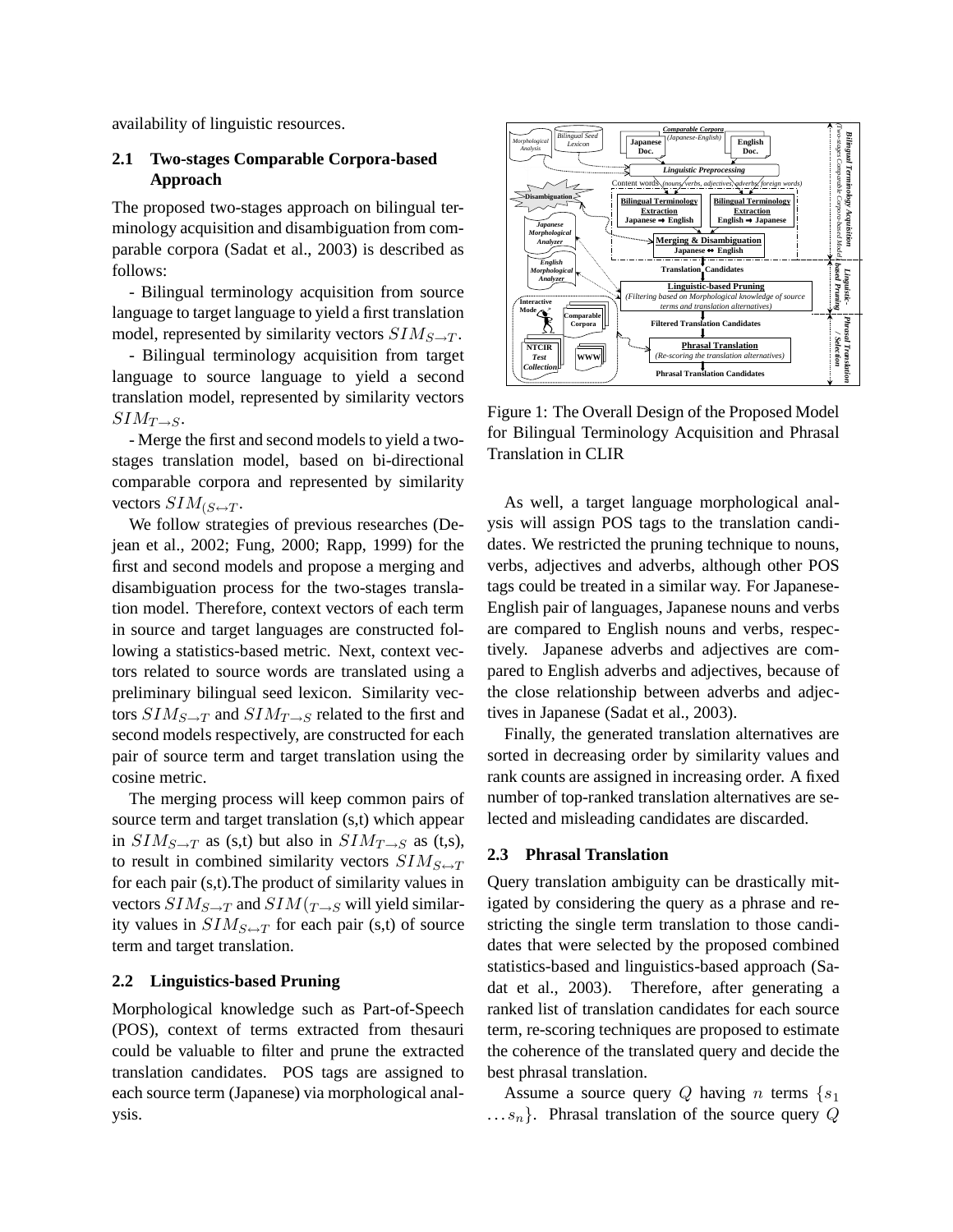availability of linguistic resources.

### 2.1 Two-stages Comparable Corpora-based Approach

The proposed two-stages approach on bilingual terminology acquisition and disambiguation from comparable corpora (Sadat et al., 2003) is described as follows:

- Bilingual terminology acquisition from source language to target language to yield a first translation model, represented by similarity vectors $SIM_{S \rightarrow T}$.

- Bilingual terminology acquisition from target language to source language to yield a second translation model, represented by similarity vectors $SIM_{T \rightarrow S}$.

- Merge the first and second models to yield a two-stages translation model, based on bi-directional comparable corpora and represented by similarity vectors $SIM_{(S \leftrightarrow T}$.

We follow strategies of previous researches (Dejean et al., 2002; Fung, 2000; Rapp, 1999) for the first and second models and propose a merging and disambiguation process for the two-stages translation model. Therefore, context vectors of each term in source and target languages are constructed following a statistics-based metric. Next, context vectors related to source words are translated using a preliminary bilingual seed lexicon. Similarity vectors $SIM_{S \rightarrow T}$ and $SIM_{T \rightarrow S}$ related to the first and second models respectively, are constructed for each pair of source term and target translation using the cosine metric.

The merging process will keep common pairs of source term and target translation (s,t) which appear in $SIM_{S \rightarrow T}$ as (s,t) but also in $SIM_{T \rightarrow S}$ as (t,s), to result in combined similarity vectors $SIM_{S \leftrightarrow T}$ for each pair (s,t).The product of similarity values in vectors $SIM_{S \rightarrow T}$ and $SIM(_{T \rightarrow S}$ will yield similarity values in $SIM_{S \leftrightarrow T}$ for each pair (s,t) of source term and target translation.

### 2.2 Linguistics-based Pruning

Morphological knowledge such as Part-of-Speech (POS), context of terms extracted from thesauri could be valuable to filter and prune the extracted translation candidates. POS tags are assigned to each source term (Japanese) via morphological analysis.

Figure 1: The Overall Design of the Proposed Model for Bilingual Terminology Acquisition and Phrasal Translation in CLIR

As well, a target language morphological analysis will assign POS tags to the translation candidates. We restricted the pruning technique to nouns, verbs, adjectives and adverbs, although other POS tags could be treated in a similar way. For Japanese-English pair of languages, Japanese nouns and verbs are compared to English nouns and verbs, respectively. Japanese adverbs and adjectives are compared to English adverbs and adjectives, because of the close relationship between adverbs and adjectives in Japanese (Sadat et al., 2003).

Finally, the generated translation alternatives are sorted in decreasing order by similarity values and rank counts are assigned in increasing order. A fixed number of top-ranked translation alternatives are selected and misleading candidates are discarded.

### 2.3 Phrasal Translation

Query translation ambiguity can be drastically mitigated by considering the query as a phrase and restricting the single term translation to those candidates that were selected by the proposed combined statistics-based and linguistics-based approach (Sadat et al., 2003). Therefore, after generating a ranked list of translation candidates for each source term, re-scoring techniques are proposed to estimate the coherence of the translated query and decide the best phrasal translation.

Assume a source query $Q$ having $n$ terms $\{s_1 \ldots s_n\}$. Phrasal translation of the source query $Q$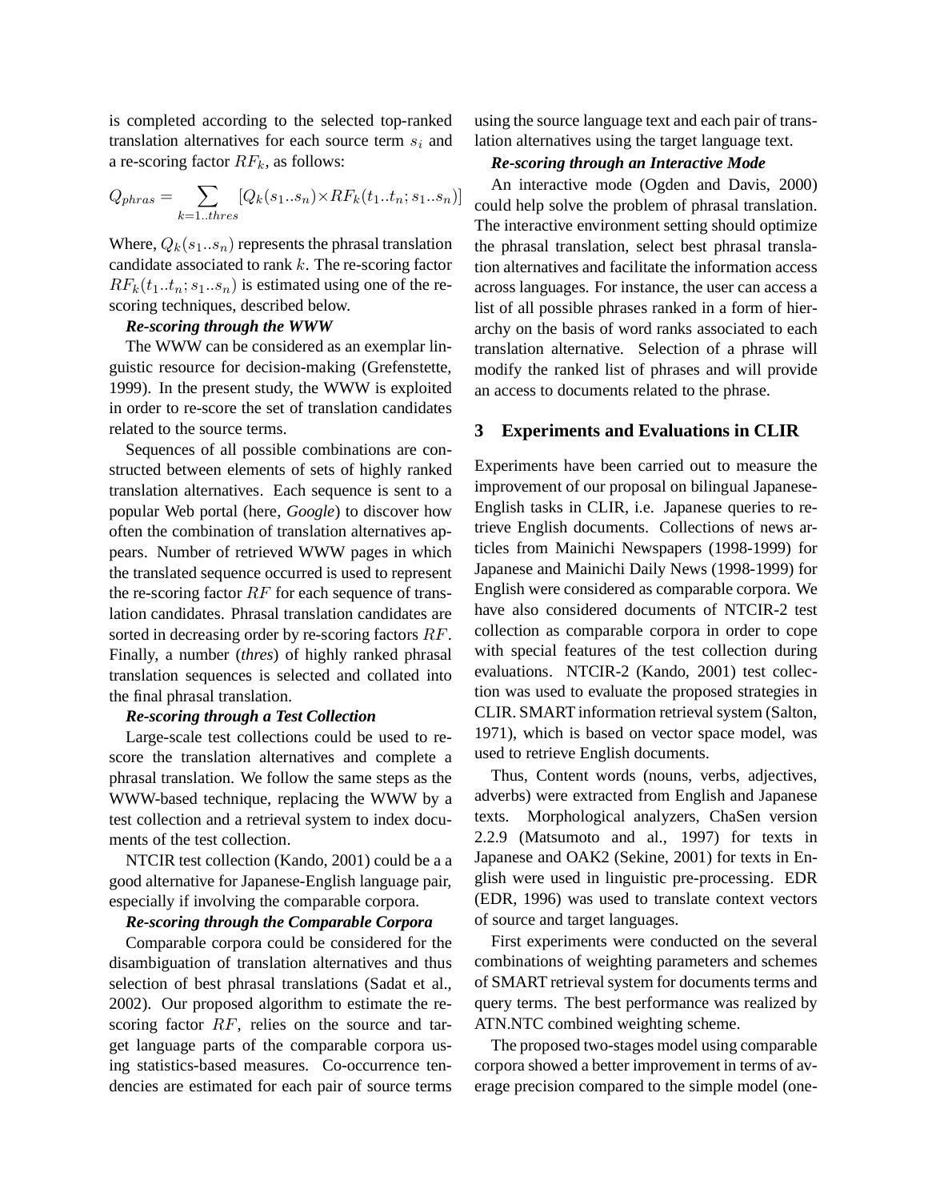is completed according to the selected top-ranked translation alternatives for each source term $s_i$ and a re-scoring factor $RF_k$, as follows:

$$Q_{phras} = \sum_{k=1..thres} [Q_k(s_1..s_n) \times RF_k(t_1..t_n; s_1..s_n)]$$

Where, $Q_k(s_1..s_n)$ represents the phrasal translation candidate associated to rank $k$. The re-scoring factor $RF_k(t_1..t_n; s_1..s_n)$ is estimated using one of the re-scoring techniques, described below.

***Re-scoring through the WWW***

The WWW can be considered as an exemplar linguistic resource for decision-making (Grefenstette, 1999). In the present study, the WWW is exploited in order to re-score the set of translation candidates related to the source terms.

Sequences of all possible combinations are constructed between elements of sets of highly ranked translation alternatives. Each sequence is sent to a popular Web portal (here, *Google*) to discover how often the combination of translation alternatives appears. Number of retrieved WWW pages in which the translated sequence occurred is used to represent the re-scoring factor $RF$ for each sequence of translation candidates. Phrasal translation candidates are sorted in decreasing order by re-scoring factors $RF$. Finally, a number (*thres*) of highly ranked phrasal translation sequences is selected and collated into the final phrasal translation.

***Re-scoring through a Test Collection***

Large-scale test collections could be used to re-score the translation alternatives and complete a phrasal translation. We follow the same steps as the WWW-based technique, replacing the WWW by a test collection and a retrieval system to index documents of the test collection.

NTCIR test collection (Kando, 2001) could be a a good alternative for Japanese-English language pair, especially if involving the comparable corpora.

***Re-scoring through the Comparable Corpora***

Comparable corpora could be considered for the disambiguation of translation alternatives and thus selection of best phrasal translations (Sadat et al., 2002). Our proposed algorithm to estimate the re-scoring factor $RF$, relies on the source and target language parts of the comparable corpora using statistics-based measures. Co-occurrence tendencies are estimated for each pair of source terms using the source language text and each pair of translation alternatives using the target language text.

***Re-scoring through an Interactive Mode***

An interactive mode (Ogden and Davis, 2000) could help solve the problem of phrasal translation. The interactive environment setting should optimize the phrasal translation, select best phrasal translation alternatives and facilitate the information access across languages. For instance, the user can access a list of all possible phrases ranked in a form of hierarchy on the basis of word ranks associated to each translation alternative. Selection of a phrase will modify the ranked list of phrases and will provide an access to documents related to the phrase.

## 3 Experiments and Evaluations in CLIR

Experiments have been carried out to measure the improvement of our proposal on bilingual Japanese-English tasks in CLIR, i.e. Japanese queries to retrieve English documents. Collections of news articles from Mainichi Newspapers (1998-1999) for Japanese and Mainichi Daily News (1998-1999) for English were considered as comparable corpora. We have also considered documents of NTCIR-2 test collection as comparable corpora in order to cope with special features of the test collection during evaluations. NTCIR-2 (Kando, 2001) test collection was used to evaluate the proposed strategies in CLIR. SMART information retrieval system (Salton, 1971), which is based on vector space model, was used to retrieve English documents.

Thus, Content words (nouns, verbs, adjectives, adverbs) were extracted from English and Japanese texts. Morphological analyzers, ChaSen version 2.2.9 (Matsumoto and al., 1997) for texts in Japanese and OAK2 (Sekine, 2001) for texts in English were used in linguistic pre-processing. EDR (EDR, 1996) was used to translate context vectors of source and target languages.

First experiments were conducted on the several combinations of weighting parameters and schemes of SMART retrieval system for documents terms and query terms. The best performance was realized by ATN.NTC combined weighting scheme.

The proposed two-stages model using comparable corpora showed a better improvement in terms of average precision compared to the simple model (one-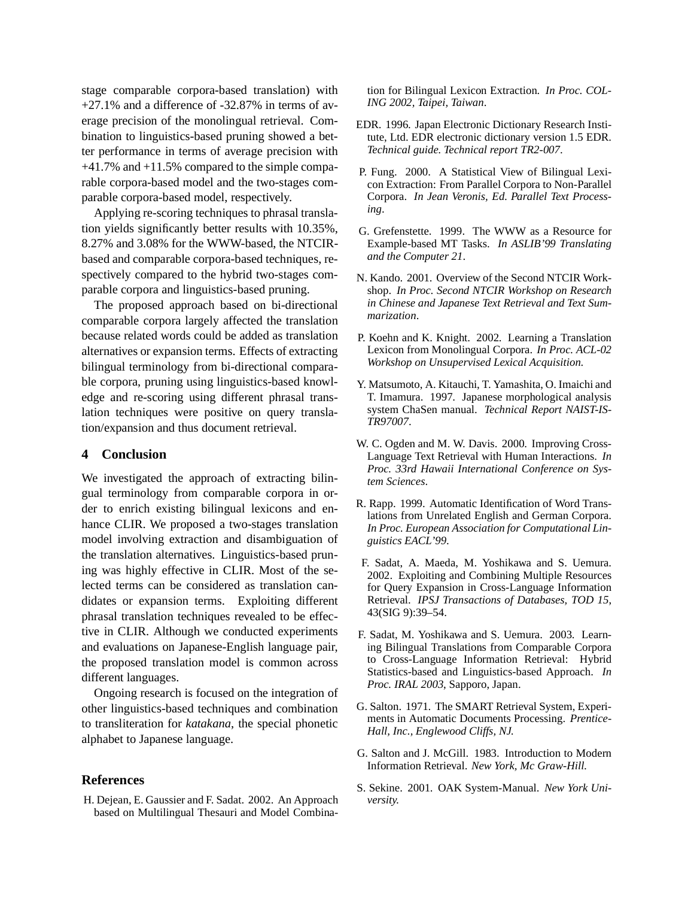stage comparable corpora-based translation) with +27.1% and a difference of -32.87% in terms of average precision of the monolingual retrieval. Combination to linguistics-based pruning showed a better performance in terms of average precision with +41.7% and +11.5% compared to the simple comparable corpora-based model and the two-stages comparable corpora-based model, respectively.

Applying re-scoring techniques to phrasal translation yields significantly better results with 10.35%, 8.27% and 3.08% for the WWW-based, the NTCIR-based and comparable corpora-based techniques, respectively compared to the hybrid two-stages comparable corpora and linguistics-based pruning.

The proposed approach based on bi-directional comparable corpora largely affected the translation because related words could be added as translation alternatives or expansion terms. Effects of extracting bilingual terminology from bi-directional comparable corpora, pruning using linguistics-based knowledge and re-scoring using different phrasal translation techniques were positive on query translation/expansion and thus document retrieval.

## 4 Conclusion

We investigated the approach of extracting bilingual terminology from comparable corpora in order to enrich existing bilingual lexicons and enhance CLIR. We proposed a two-stages translation model involving extraction and disambiguation of the translation alternatives. Linguistics-based pruning was highly effective in CLIR. Most of the selected terms can be considered as translation candidates or expansion terms. Exploiting different phrasal translation techniques revealed to be effective in CLIR. Although we conducted experiments and evaluations on Japanese-English language pair, the proposed translation model is common across different languages.

Ongoing research is focused on the integration of other linguistics-based techniques and combination to transliteration for *katakana*, the special phonetic alphabet to Japanese language.

## References

H. Dejean, E. Gaussier and F. Sadat. 2002. An Approach based on Multilingual Thesauri and Model Combination for Bilingual Lexicon Extraction. *In Proc. COLING 2002, Taipei, Taiwan*.

EDR. 1996. Japan Electronic Dictionary Research Institute, Ltd. EDR electronic dictionary version 1.5 EDR. *Technical guide. Technical report TR2-007*.

P. Fung. 2000. A Statistical View of Bilingual Lexicon Extraction: From Parallel Corpora to Non-Parallel Corpora. *In Jean Veronis, Ed. Parallel Text Processing*.

G. Grefenstette. 1999. The WWW as a Resource for Example-based MT Tasks. *In ASLIB'99 Translating and the Computer 21*.

N. Kando. 2001. Overview of the Second NTCIR Workshop. *In Proc. Second NTCIR Workshop on Research in Chinese and Japanese Text Retrieval and Text Summarization*.

P. Koehn and K. Knight. 2002. Learning a Translation Lexicon from Monolingual Corpora. *In Proc. ACL-02 Workshop on Unsupervised Lexical Acquisition.*

Y. Matsumoto, A. Kitauchi, T. Yamashita, O. Imaichi and T. Imamura. 1997. Japanese morphological analysis system ChaSen manual. *Technical Report NAIST-IS-TR97007*.

W. C. Ogden and M. W. Davis. 2000. Improving Cross-Language Text Retrieval with Human Interactions. *In Proc. 33rd Hawaii International Conference on System Sciences*.

R. Rapp. 1999. Automatic Identification of Word Translations from Unrelated English and German Corpora. *In Proc. European Association for Computational Linguistics EACL'99.*

F. Sadat, A. Maeda, M. Yoshikawa and S. Uemura. 2002. Exploiting and Combining Multiple Resources for Query Expansion in Cross-Language Information Retrieval. *IPSJ Transactions of Databases, TOD 15*, 43(SIG 9):39–54.

F. Sadat, M. Yoshikawa and S. Uemura. 2003. Learning Bilingual Translations from Comparable Corpora to Cross-Language Information Retrieval: Hybrid Statistics-based and Linguistics-based Approach. *In Proc. IRAL 2003*, Sapporo, Japan.

G. Salton. 1971. The SMART Retrieval System, Experiments in Automatic Documents Processing. *Prentice-Hall, Inc., Englewood Cliffs, NJ.*

G. Salton and J. McGill. 1983. Introduction to Modern Information Retrieval. *New York, Mc Graw-Hill.*

S. Sekine. 2001. OAK System-Manual. *New York University.*